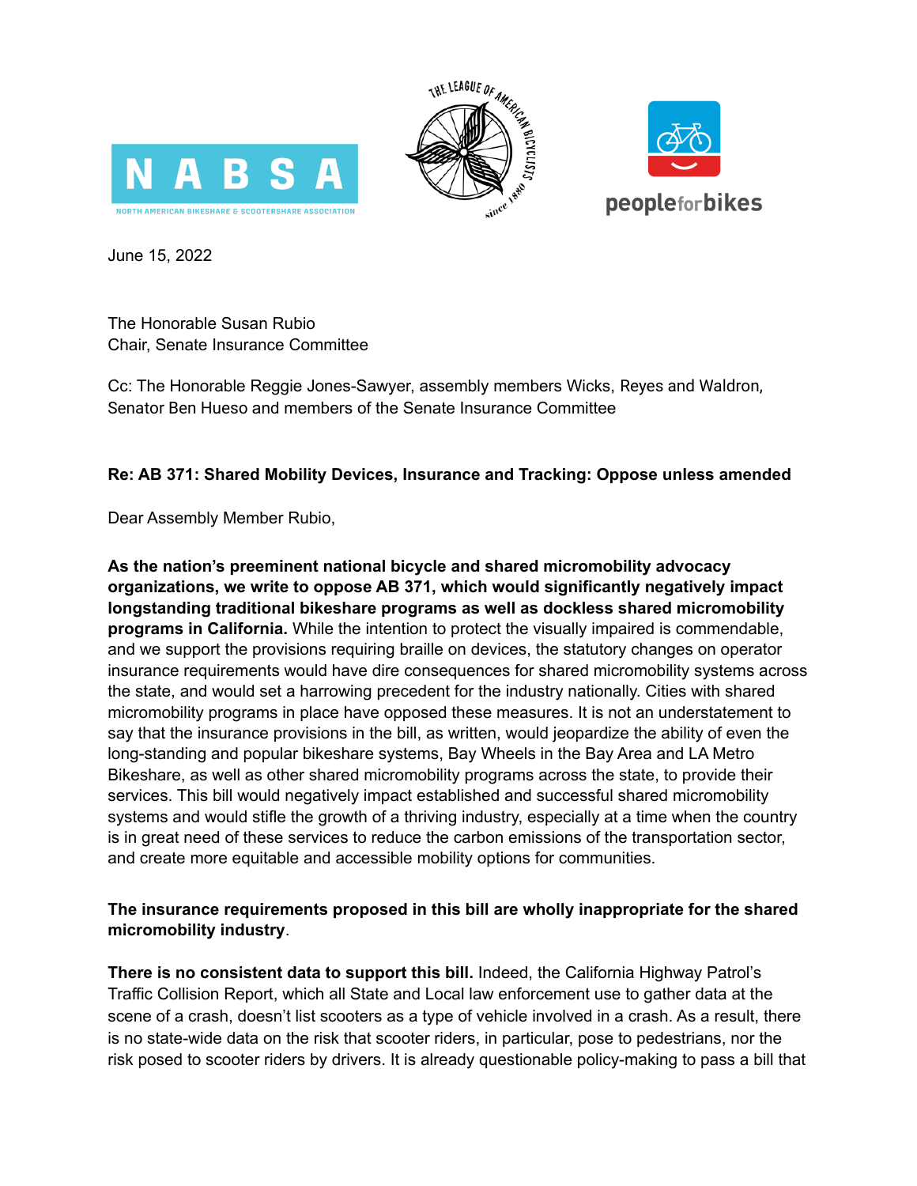June 15, 2022

The Honorable Susan Rubio
Chair, Senate Insurance Committee

Cc: The Honorable Reggie Jones-Sawyer, assembly members Wicks, Reyes and Waldron, Senator Ben Hueso and members of the Senate Insurance Committee

**Re: AB 371: Shared Mobility Devices, Insurance and Tracking: Oppose unless amended**

Dear Assembly Member Rubio,

**As the nation's preeminent national bicycle and shared micromobility advocacy organizations, we write to oppose AB 371, which would significantly negatively impact longstanding traditional bikeshare programs as well as dockless shared micromobility programs in California.** While the intention to protect the visually impaired is commendable, and we support the provisions requiring braille on devices, the statutory changes on operator insurance requirements would have dire consequences for shared micromobility systems across the state, and would set a harrowing precedent for the industry nationally. Cities with shared micromobility programs in place have opposed these measures. It is not an understatement to say that the insurance provisions in the bill, as written, would jeopardize the ability of even the long-standing and popular bikeshare systems, Bay Wheels in the Bay Area and LA Metro Bikeshare, as well as other shared micromobility programs across the state, to provide their services. This bill would negatively impact established and successful shared micromobility systems and would stifle the growth of a thriving industry, especially at a time when the country is in great need of these services to reduce the carbon emissions of the transportation sector, and create more equitable and accessible mobility options for communities.

**The insurance requirements proposed in this bill are wholly inappropriate for the shared micromobility industry**.

**There is no consistent data to support this bill.** Indeed, the California Highway Patrol's Traffic Collision Report, which all State and Local law enforcement use to gather data at the scene of a crash, doesn't list scooters as a type of vehicle involved in a crash. As a result, there is no state-wide data on the risk that scooter riders, in particular, pose to pedestrians, nor the risk posed to scooter riders by drivers. It is already questionable policy-making to pass a bill that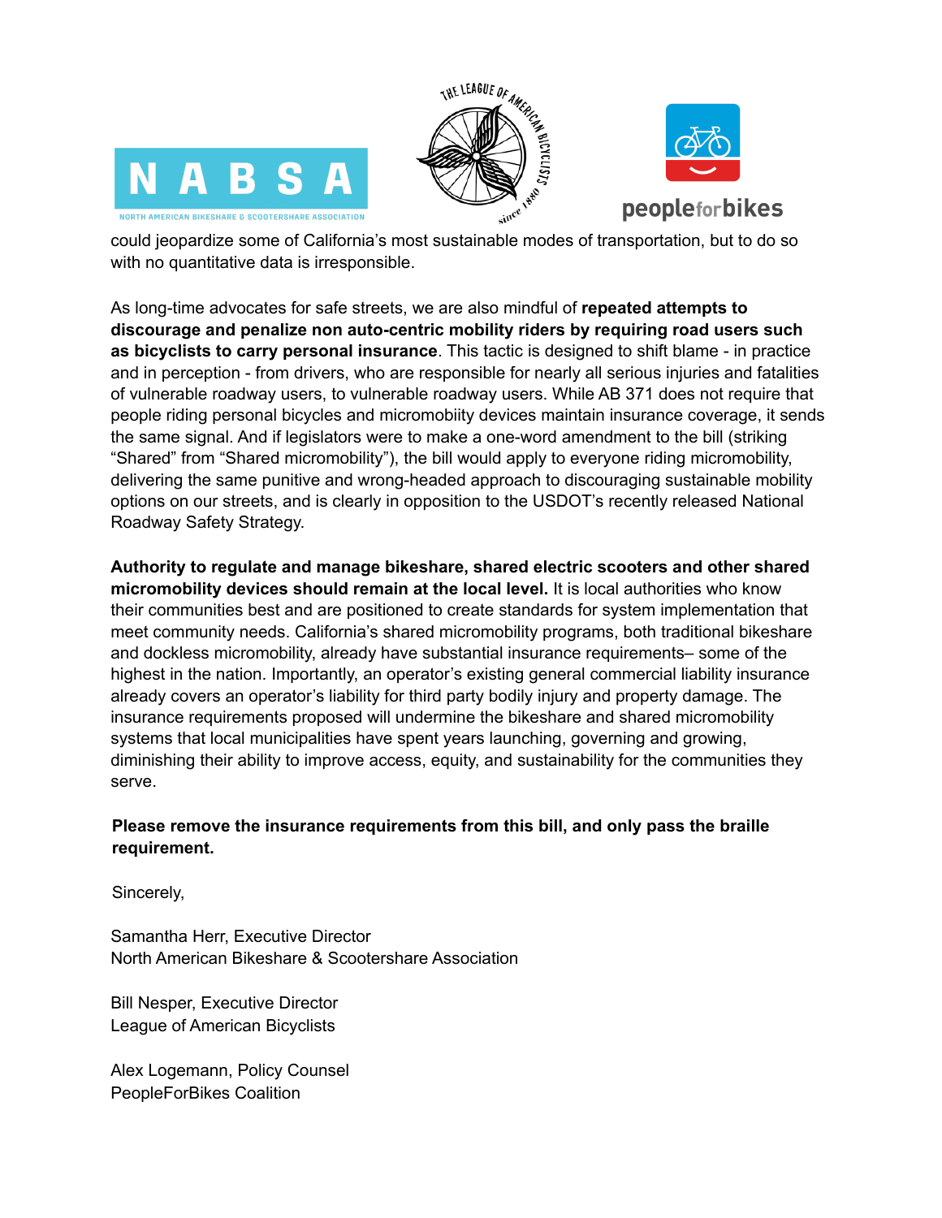could jeopardize some of California's most sustainable modes of transportation, but to do so with no quantitative data is irresponsible.

As long-time advocates for safe streets, we are also mindful of **repeated attempts to discourage and penalize non auto-centric mobility riders by requiring road users such as bicyclists to carry personal insurance**. This tactic is designed to shift blame - in practice and in perception - from drivers, who are responsible for nearly all serious injuries and fatalities of vulnerable roadway users, to vulnerable roadway users. While AB 371 does not require that people riding personal bicycles and micromobiity devices maintain insurance coverage, it sends the same signal. And if legislators were to make a one-word amendment to the bill (striking "Shared" from "Shared micromobility"), the bill would apply to everyone riding micromobility, delivering the same punitive and wrong-headed approach to discouraging sustainable mobility options on our streets, and is clearly in opposition to the USDOT's recently released National Roadway Safety Strategy.

**Authority to regulate and manage bikeshare, shared electric scooters and other shared micromobility devices should remain at the local level.** It is local authorities who know their communities best and are positioned to create standards for system implementation that meet community needs. California's shared micromobility programs, both traditional bikeshare and dockless micromobility, already have substantial insurance requirements– some of the highest in the nation. Importantly, an operator's existing general commercial liability insurance already covers an operator's liability for third party bodily injury and property damage. The insurance requirements proposed will undermine the bikeshare and shared micromobility systems that local municipalities have spent years launching, governing and growing, diminishing their ability to improve access, equity, and sustainability for the communities they serve.

**Please remove the insurance requirements from this bill, and only pass the braille requirement.**

Sincerely,

Samantha Herr, Executive Director
North American Bikeshare & Scootershare Association

Bill Nesper, Executive Director
League of American Bicyclists

Alex Logemann, Policy Counsel
PeopleForBikes Coalition